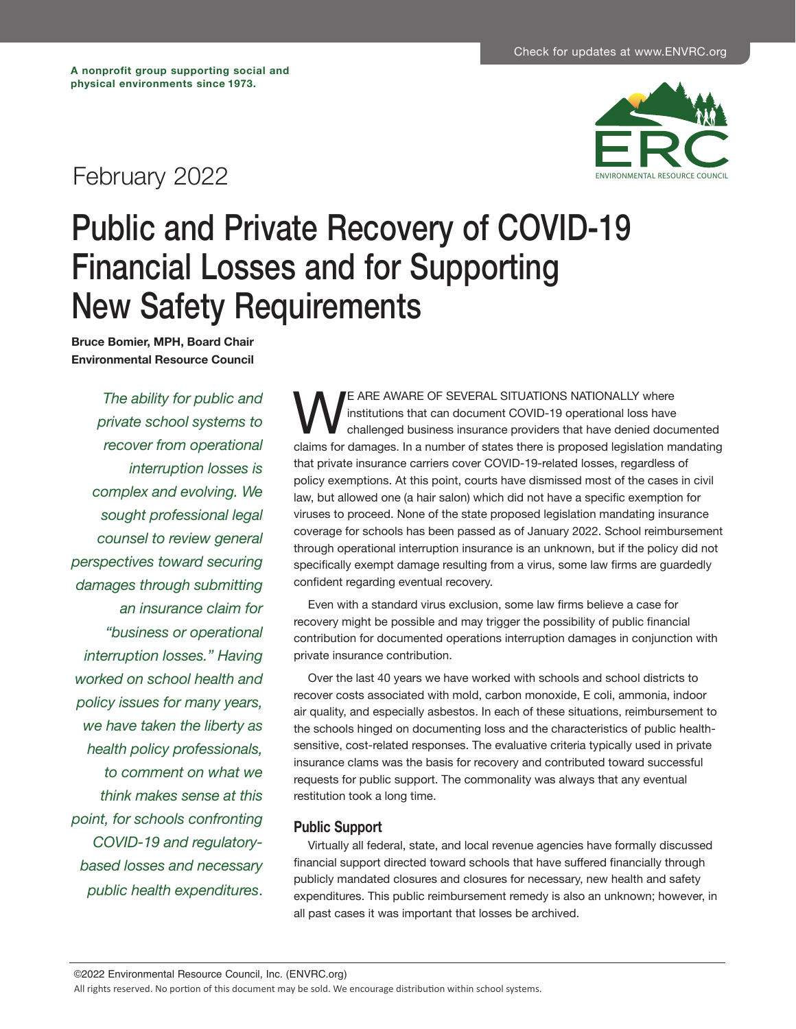A nonprofit group supporting social and physical environments since 1973.

Check for updates at www.ENVRC.org

ERC
ENVIRONMENTAL RESOURCE COUNCIL

February 2022

# Public and Private Recovery of COVID-19 Financial Losses and for Supporting New Safety Requirements

**Bruce Bomier, MPH, Board Chair**
**Environmental Resource Council**

*The ability for public and private school systems to recover from operational interruption losses is complex and evolving. We sought professional legal counsel to review general perspectives toward securing damages through submitting an insurance claim for "business or operational interruption losses." Having worked on school health and policy issues for many years, we have taken the liberty as health policy professionals, to comment on what we think makes sense at this point, for schools confronting COVID-19 and regulatory-based losses and necessary public health expenditures.*

WE ARE AWARE OF SEVERAL SITUATIONS NATIONALLY where institutions that can document COVID-19 operational loss have challenged business insurance providers that have denied documented claims for damages. In a number of states there is proposed legislation mandating that private insurance carriers cover COVID-19-related losses, regardless of policy exemptions. At this point, courts have dismissed most of the cases in civil law, but allowed one (a hair salon) which did not have a specific exemption for viruses to proceed. None of the state proposed legislation mandating insurance coverage for schools has been passed as of January 2022. School reimbursement through operational interruption insurance is an unknown, but if the policy did not specifically exempt damage resulting from a virus, some law firms are guardedly confident regarding eventual recovery.

Even with a standard virus exclusion, some law firms believe a case for recovery might be possible and may trigger the possibility of public financial contribution for documented operations interruption damages in conjunction with private insurance contribution.

Over the last 40 years we have worked with schools and school districts to recover costs associated with mold, carbon monoxide, E coli, ammonia, indoor air quality, and especially asbestos. In each of these situations, reimbursement to the schools hinged on documenting loss and the characteristics of public health-sensitive, cost-related responses. The evaluative criteria typically used in private insurance clams was the basis for recovery and contributed toward successful requests for public support. The commonality was always that any eventual restitution took a long time.

## Public Support

Virtually all federal, state, and local revenue agencies have formally discussed financial support directed toward schools that have suffered financially through publicly mandated closures and closures for necessary, new health and safety expenditures. This public reimbursement remedy is also an unknown; however, in all past cases it was important that losses be archived.

©2022 Environmental Resource Council, Inc. (ENVRC.org)
All rights reserved. No portion of this document may be sold. We encourage distribution within school systems.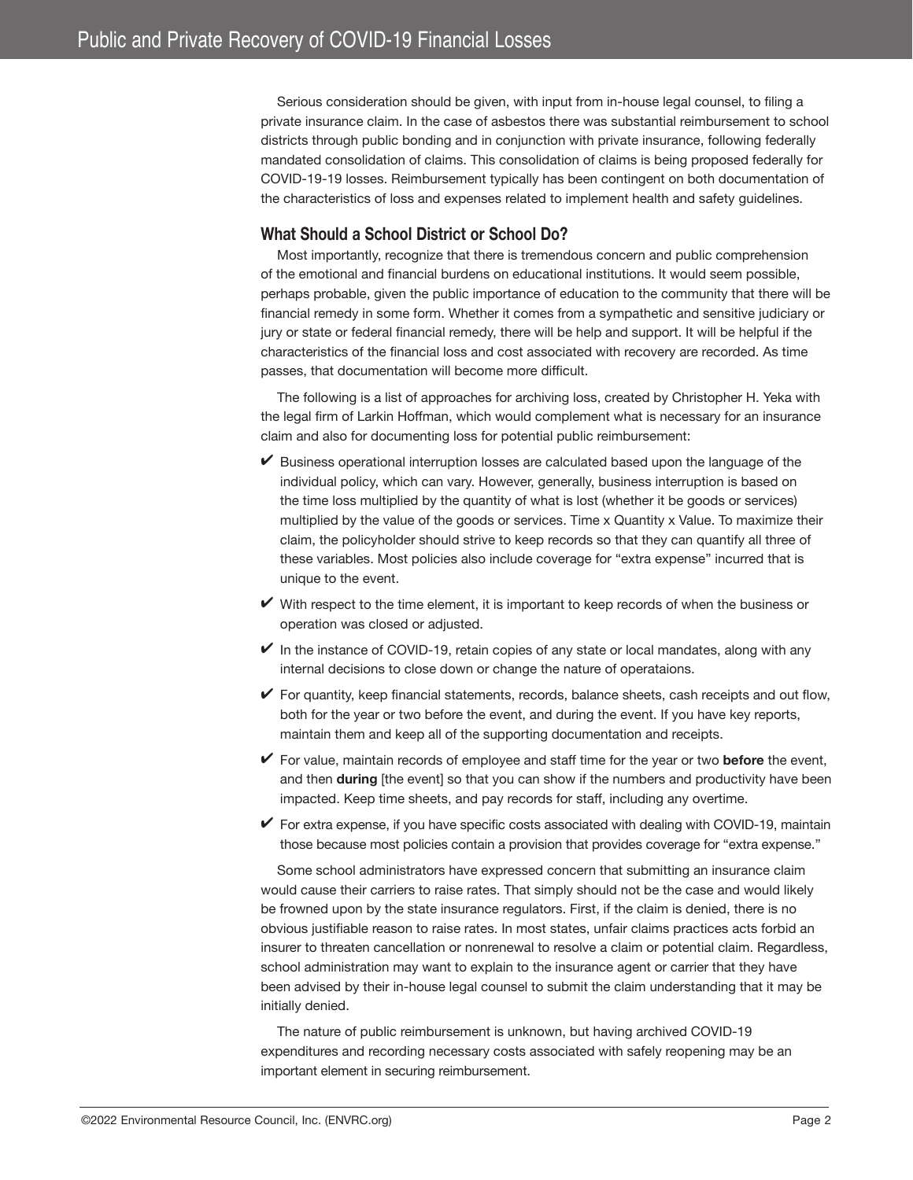Serious consideration should be given, with input from in-house legal counsel, to filing a private insurance claim. In the case of asbestos there was substantial reimbursement to school districts through public bonding and in conjunction with private insurance, following federally mandated consolidation of claims. This consolidation of claims is being proposed federally for COVID-19-19 losses. Reimbursement typically has been contingent on both documentation of the characteristics of loss and expenses related to implement health and safety guidelines.

### What Should a School District or School Do?

Most importantly, recognize that there is tremendous concern and public comprehension of the emotional and financial burdens on educational institutions. It would seem possible, perhaps probable, given the public importance of education to the community that there will be financial remedy in some form. Whether it comes from a sympathetic and sensitive judiciary or jury or state or federal financial remedy, there will be help and support. It will be helpful if the characteristics of the financial loss and cost associated with recovery are recorded. As time passes, that documentation will become more difficult.

The following is a list of approaches for archiving loss, created by Christopher H. Yeka with the legal firm of Larkin Hoffman, which would complement what is necessary for an insurance claim and also for documenting loss for potential public reimbursement:

- ✔ Business operational interruption losses are calculated based upon the language of the individual policy, which can vary. However, generally, business interruption is based on the time loss multiplied by the quantity of what is lost (whether it be goods or services) multiplied by the value of the goods or services. Time x Quantity x Value. To maximize their claim, the policyholder should strive to keep records so that they can quantify all three of these variables. Most policies also include coverage for "extra expense" incurred that is unique to the event.
- ✔ With respect to the time element, it is important to keep records of when the business or operation was closed or adjusted.
- ✔ In the instance of COVID-19, retain copies of any state or local mandates, along with any internal decisions to close down or change the nature of operataions.
- ✔ For quantity, keep financial statements, records, balance sheets, cash receipts and out flow, both for the year or two before the event, and during the event. If you have key reports, maintain them and keep all of the supporting documentation and receipts.
- ✔ For value, maintain records of employee and staff time for the year or two **before** the event, and then **during** [the event] so that you can show if the numbers and productivity have been impacted. Keep time sheets, and pay records for staff, including any overtime.
- ✔ For extra expense, if you have specific costs associated with dealing with COVID-19, maintain those because most policies contain a provision that provides coverage for "extra expense."

Some school administrators have expressed concern that submitting an insurance claim would cause their carriers to raise rates. That simply should not be the case and would likely be frowned upon by the state insurance regulators. First, if the claim is denied, there is no obvious justifiable reason to raise rates. In most states, unfair claims practices acts forbid an insurer to threaten cancellation or nonrenewal to resolve a claim or potential claim. Regardless, school administration may want to explain to the insurance agent or carrier that they have been advised by their in-house legal counsel to submit the claim understanding that it may be initially denied.

The nature of public reimbursement is unknown, but having archived COVID-19 expenditures and recording necessary costs associated with safely reopening may be an important element in securing reimbursement.

©2022 Environmental Resource Council, Inc. (ENVRC.org)